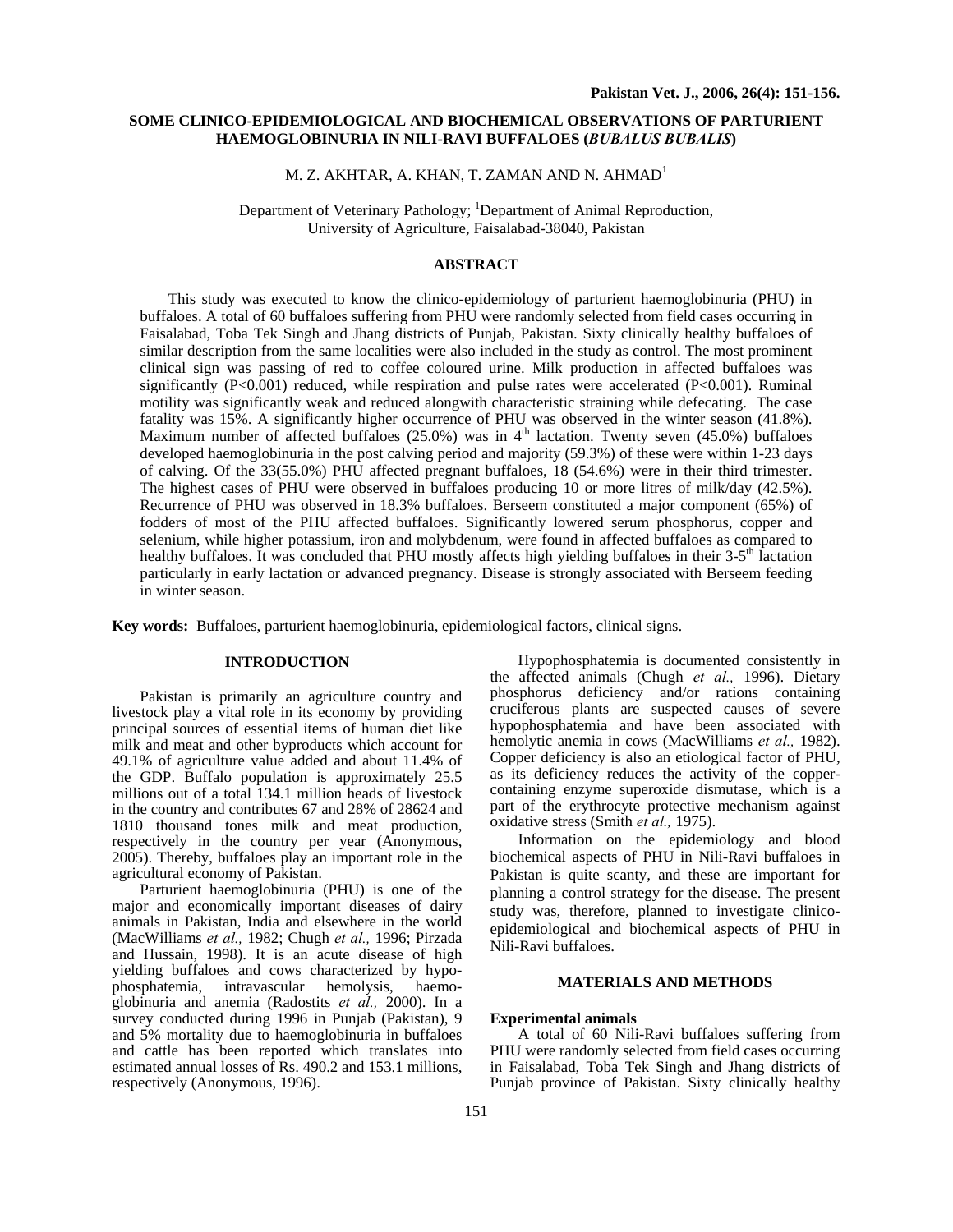# SOME CLINICO-EPIDEMIOLOGICAL AND BIOCHEMICAL OBSERVATIONS OF PARTURIENT HAEMOGLOBINURIA IN NILI-RAVI BUFFALOES (*BUBALUS BUBALIS*)

M. Z. AKHTAR, A. KHAN, T. ZAMAN AND N. AHMAD[1]

Department of Veterinary Pathology; [1]Department of Animal Reproduction, University of Agriculture, Faisalabad-38040, Pakistan

## ABSTRACT

This study was executed to know the clinico-epidemiology of parturient haemoglobinuria (PHU) in buffaloes. A total of 60 buffaloes suffering from PHU were randomly selected from field cases occurring in Faisalabad, Toba Tek Singh and Jhang districts of Punjab, Pakistan. Sixty clinically healthy buffaloes of similar description from the same localities were also included in the study as control. The most prominent clinical sign was passing of red to coffee coloured urine. Milk production in affected buffaloes was significantly ($P<0.001$) reduced, while respiration and pulse rates were accelerated ($P<0.001$). Ruminal motility was significantly weak and reduced alongwith characteristic straining while defecating. The case fatality was 15%. A significantly higher occurrence of PHU was observed in the winter season (41.8%). Maximum number of affected buffaloes (25.0%) was in 4[th] lactation. Twenty seven (45.0%) buffaloes developed haemoglobinuria in the post calving period and majority (59.3%) of these were within 1-23 days of calving. Of the 33(55.0%) PHU affected pregnant buffaloes, 18 (54.6%) were in their third trimester. The highest cases of PHU were observed in buffaloes producing 10 or more litres of milk/day (42.5%). Recurrence of PHU was observed in 18.3% buffaloes. Berseem constituted a major component (65%) of fodders of most of the PHU affected buffaloes. Significantly lowered serum phosphorus, copper and selenium, while higher potassium, iron and molybdenum, were found in affected buffaloes as compared to healthy buffaloes. It was concluded that PHU mostly affects high yielding buffaloes in their 3-5[th] lactation particularly in early lactation or advanced pregnancy. Disease is strongly associated with Berseem feeding in winter season.

**Key words:** Buffaloes, parturient haemoglobinuria, epidemiological factors, clinical signs.

## INTRODUCTION

Pakistan is primarily an agriculture country and livestock play a vital role in its economy by providing principal sources of essential items of human diet like milk and meat and other byproducts which account for 49.1% of agriculture value added and about 11.4% of the GDP. Buffalo population is approximately 25.5 millions out of a total 134.1 million heads of livestock in the country and contributes 67 and 28% of 28624 and 1810 thousand tones milk and meat production, respectively in the country per year (Anonymous, 2005). Thereby, buffaloes play an important role in the agricultural economy of Pakistan.

Parturient haemoglobinuria (PHU) is one of the major and economically important diseases of dairy animals in Pakistan, India and elsewhere in the world (MacWilliams *et al.,* 1982; Chugh *et al.,* 1996; Pirzada and Hussain, 1998). It is an acute disease of high yielding buffaloes and cows characterized by hypophosphatemia, intravascular hemolysis, haemoglobinuria and anemia (Radostits *et al.,* 2000). In a survey conducted during 1996 in Punjab (Pakistan), 9 and 5% mortality due to haemoglobinuria in buffaloes and cattle has been reported which translates into estimated annual losses of Rs. 490.2 and 153.1 millions, respectively (Anonymous, 1996).

Hypophosphatemia is documented consistently in the affected animals (Chugh *et al.,* 1996). Dietary phosphorus deficiency and/or rations containing cruciferous plants are suspected causes of severe hypophosphatemia and have been associated with hemolytic anemia in cows (MacWilliams *et al.,* 1982). Copper deficiency is also an etiological factor of PHU, as its deficiency reduces the activity of the copper-containing enzyme superoxide dismutase, which is a part of the erythrocyte protective mechanism against oxidative stress (Smith *et al.,* 1975).

Information on the epidemiology and blood biochemical aspects of PHU in Nili-Ravi buffaloes in Pakistan is quite scanty, and these are important for planning a control strategy for the disease. The present study was, therefore, planned to investigate clinico-epidemiological and biochemical aspects of PHU in Nili-Ravi buffaloes.

## MATERIALS AND METHODS

### Experimental animals

A total of 60 Nili-Ravi buffaloes suffering from PHU were randomly selected from field cases occurring in Faisalabad, Toba Tek Singh and Jhang districts of Punjab province of Pakistan. Sixty clinically healthy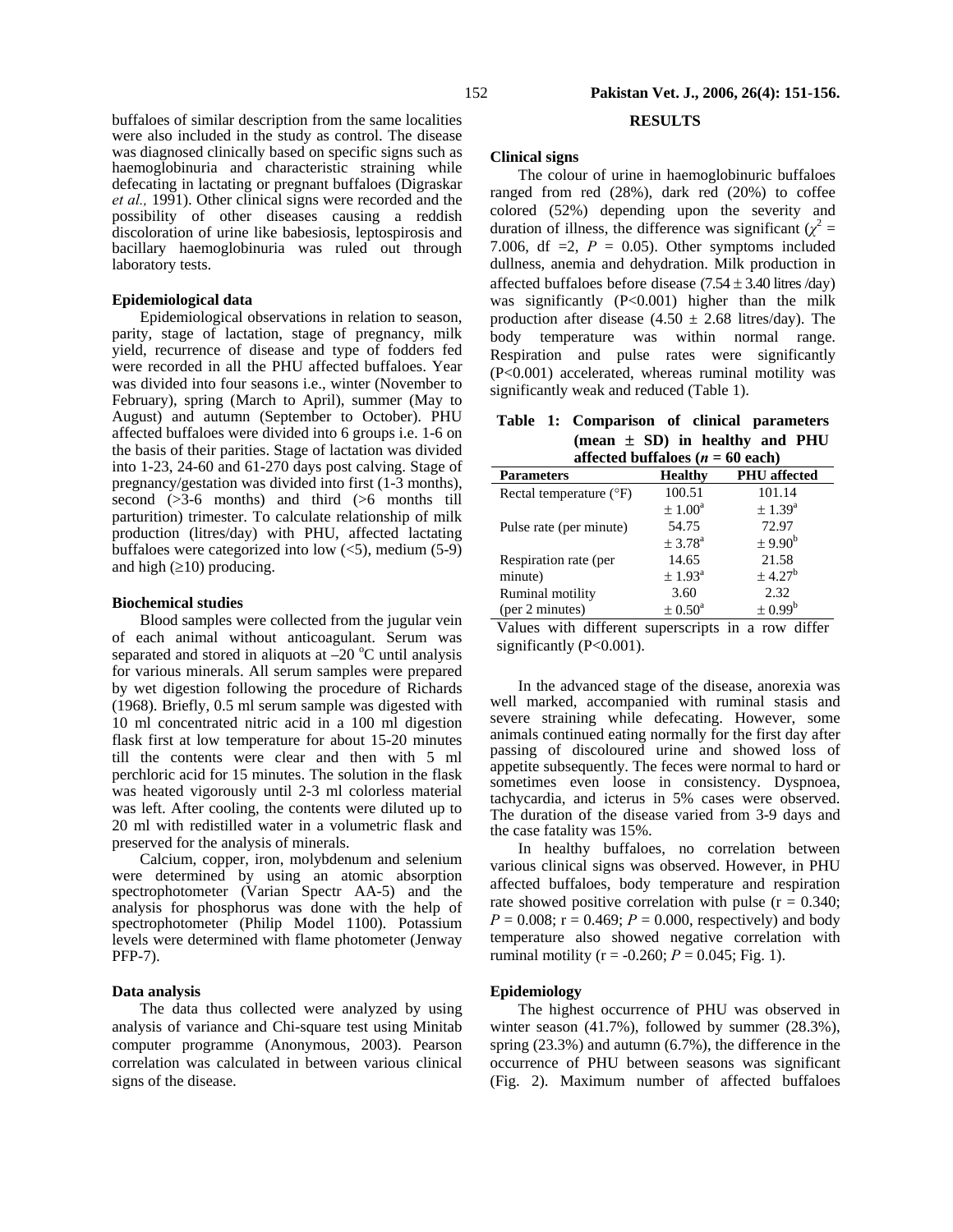buffaloes of similar description from the same localities were also included in the study as control. The disease was diagnosed clinically based on specific signs such as haemoglobinuria and characteristic straining while defecating in lactating or pregnant buffaloes (Digraskar *et al.,* 1991). Other clinical signs were recorded and the possibility of other diseases causing a reddish discoloration of urine like babesiosis, leptospirosis and bacillary haemoglobinuria was ruled out through laboratory tests.

#### Epidemiological data

Epidemiological observations in relation to season, parity, stage of lactation, stage of pregnancy, milk yield, recurrence of disease and type of fodders fed were recorded in all the PHU affected buffaloes. Year was divided into four seasons i.e., winter (November to February), spring (March to April), summer (May to August) and autumn (September to October). PHU affected buffaloes were divided into 6 groups i.e. 1-6 on the basis of their parities. Stage of lactation was divided into 1-23, 24-60 and 61-270 days post calving. Stage of pregnancy/gestation was divided into first (1-3 months), second (>3-6 months) and third (>6 months till parturition) trimester. To calculate relationship of milk production (litres/day) with PHU, affected lactating buffaloes were categorized into low (<5), medium (5-9) and high (≥10) producing.

#### Biochemical studies

Blood samples were collected from the jugular vein of each animal without anticoagulant. Serum was separated and stored in aliquots at –20 °C until analysis for various minerals. All serum samples were prepared by wet digestion following the procedure of Richards (1968). Briefly, 0.5 ml serum sample was digested with 10 ml concentrated nitric acid in a 100 ml digestion flask first at low temperature for about 15-20 minutes till the contents were clear and then with 5 ml perchloric acid for 15 minutes. The solution in the flask was heated vigorously until 2-3 ml colorless material was left. After cooling, the contents were diluted up to 20 ml with redistilled water in a volumetric flask and preserved for the analysis of minerals.

Calcium, copper, iron, molybdenum and selenium were determined by using an atomic absorption spectrophotometer (Varian Spectr AA-5) and the analysis for phosphorus was done with the help of spectrophotometer (Philip Model 1100). Potassium levels were determined with flame photometer (Jenway PFP-7).

#### Data analysis

The data thus collected were analyzed by using analysis of variance and Chi-square test using Minitab computer programme (Anonymous, 2003). Pearson correlation was calculated in between various clinical signs of the disease.

## RESULTS

#### Clinical signs

The colour of urine in haemoglobinuric buffaloes ranged from red (28%), dark red (20%) to coffee colored (52%) depending upon the severity and duration of illness, the difference was significant ($\chi^2$ = 7.006, df =2, $P$ = 0.05). Other symptoms included dullness, anemia and dehydration. Milk production in affected buffaloes before disease (7.54 ± 3.40 litres /day) was significantly (P<0.001) higher than the milk production after disease (4.50 ± 2.68 litres/day). The body temperature was within normal range. Respiration and pulse rates were significantly (P<0.001) accelerated, whereas ruminal motility was significantly weak and reduced (Table 1).

**Table 1: Comparison of clinical parameters (mean ± SD) in healthy and PHU affected buffaloes (*n* = 60 each)**

| Parameters | Healthy | PHU affected |
|---|---|---|
| Rectal temperature (°F) | 100.51 ± 1.00[a] | 101.14 ± 1.39[a] |
| Pulse rate (per minute) | 54.75 ± 3.78[a] | 72.97 ± 9.90[b] |
| Respiration rate (per minute) | 14.65 ± 1.93[a] | 21.58 ± 4.27[b] |
| Ruminal motility (per 2 minutes) | 3.60 ± 0.50[a] | 2.32 ± 0.99[b] |

Values with different superscripts in a row differ significantly (P<0.001).

In the advanced stage of the disease, anorexia was well marked, accompanied with ruminal stasis and severe straining while defecating. However, some animals continued eating normally for the first day after passing of discoloured urine and showed loss of appetite subsequently. The feces were normal to hard or sometimes even loose in consistency. Dyspnoea, tachycardia, and icterus in 5% cases were observed. The duration of the disease varied from 3-9 days and the case fatality was 15%.

In healthy buffaloes, no correlation between various clinical signs was observed. However, in PHU affected buffaloes, body temperature and respiration rate showed positive correlation with pulse (r = 0.340; $P$ = 0.008; r = 0.469; $P$ = 0.000, respectively) and body temperature also showed negative correlation with ruminal motility (r = -0.260; $P$ = 0.045; Fig. 1).

#### Epidemiology

The highest occurrence of PHU was observed in winter season (41.7%), followed by summer (28.3%), spring (23.3%) and autumn (6.7%), the difference in the occurrence of PHU between seasons was significant (Fig. 2). Maximum number of affected buffaloes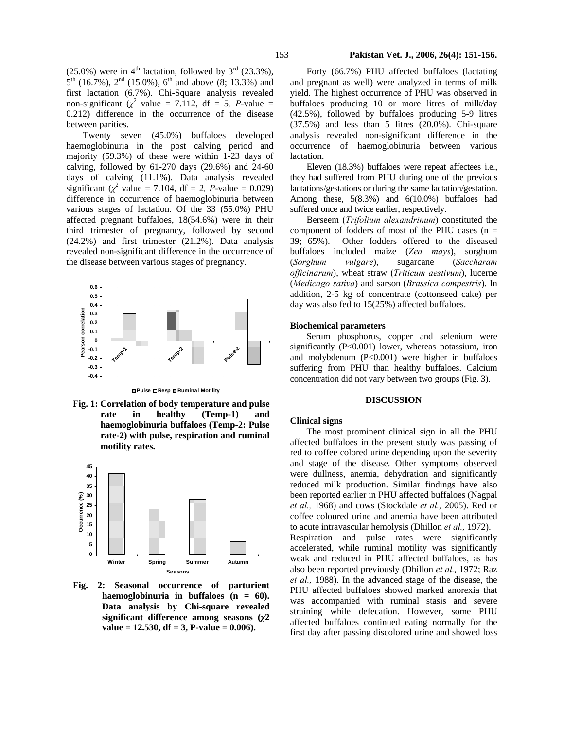(25.0%) were in 4[th] lactation, followed by 3[rd] (23.3%), 5[th] (16.7%), 2[nd] (15.0%), 6[th] and above (8; 13.3%) and first lactation (6.7%). Chi-Square analysis revealed non-significant ($\chi^2$ value = 7.112, df = 5, *P*-value = 0.212) difference in the occurrence of the disease between parities.

Twenty seven (45.0%) buffaloes developed haemoglobinuria in the post calving period and majority (59.3%) of these were within 1-23 days of calving, followed by 61-270 days (29.6%) and 24-60 days of calving (11.1%). Data analysis revealed significant ($\chi^2$ value = 7.104, df = 2, *P*-value = 0.029) difference in occurrence of haemoglobinuria between various stages of lactation. Of the 33 (55.0%) PHU affected pregnant buffaloes, 18(54.6%) were in their third trimester of pregnancy, followed by second (24.2%) and first trimester (21.2%). Data analysis revealed non-significant difference in the occurrence of the disease between various stages of pregnancy.

**Fig. 1: Correlation of body temperature and pulse rate in healthy (Temp-1) and haemoglobinuria buffaloes (Temp-2: Pulse rate-2) with pulse, respiration and ruminal motility rates.**

**Fig. 2: Seasonal occurrence of parturient haemoglobinuria in buffaloes (n = 60). Data analysis by Chi-square revealed significant difference among seasons ($\chi^2$ value = 12.530, df = 3, P-value = 0.006).**

Forty (66.7%) PHU affected buffaloes (lactating and pregnant as well) were analyzed in terms of milk yield. The highest occurrence of PHU was observed in buffaloes producing 10 or more litres of milk/day (42.5%), followed by buffaloes producing 5-9 litres (37.5%) and less than 5 litres (20.0%). Chi-square analysis revealed non-significant difference in the occurrence of haemoglobinuria between various lactation.

Eleven (18.3%) buffaloes were repeat affectees i.e., they had suffered from PHU during one of the previous lactations/gestations or during the same lactation/gestation. Among these, 5(8.3%) and 6(10.0%) buffaloes had suffered once and twice earlier, respectively.

Berseem (*Trifolium alexandrinum*) constituted the component of fodders of most of the PHU cases (n = 39; 65%). Other fodders offered to the diseased buffaloes included maize (*Zea mays*), sorghum (*Sorghum vulgare*), sugarcane (*Saccharam officinarum*), wheat straw (*Triticum aestivum*), lucerne (*Medicago sativa*) and sarson (*Brassica compestris*). In addition, 2-5 kg of concentrate (cottonseed cake) per day was also fed to 15(25%) affected buffaloes.

### Biochemical parameters

Serum phosphorus, copper and selenium were significantly (P<0.001) lower, whereas potassium, iron and molybdenum (P<0.001) were higher in buffaloes suffering from PHU than healthy buffaloes. Calcium concentration did not vary between two groups (Fig. 3).

## DISCUSSION

### Clinical signs

The most prominent clinical sign in all the PHU affected buffaloes in the present study was passing of red to coffee colored urine depending upon the severity and stage of the disease. Other symptoms observed were dullness, anemia, dehydration and significantly reduced milk production. Similar findings have also been reported earlier in PHU affected buffaloes (Nagpal *et al.,* 1968) and cows (Stockdale *et al.,* 2005). Red or coffee coloured urine and anemia have been attributed to acute intravascular hemolysis (Dhillon *et al.,* 1972).
Respiration and pulse rates were significantly accelerated, while ruminal motility was significantly weak and reduced in PHU affected buffaloes, as has also been reported previously (Dhillon *et al.,* 1972; Raz *et al.,* 1988). In the advanced stage of the disease, the PHU affected buffaloes showed marked anorexia that was accompanied with ruminal stasis and severe straining while defecation. However, some PHU affected buffaloes continued eating normally for the first day after passing discolored urine and showed loss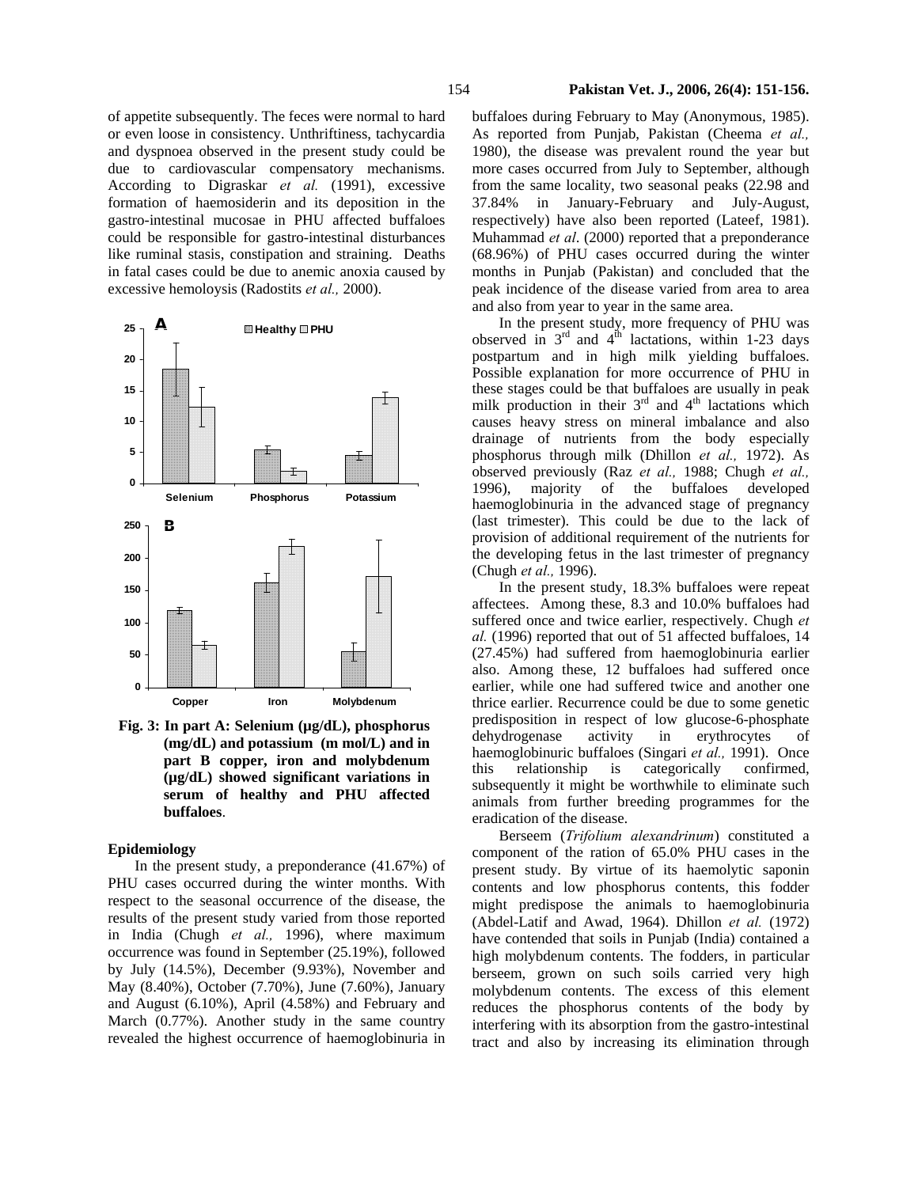of appetite subsequently. The feces were normal to hard or even loose in consistency. Unthriftiness, tachycardia and dyspnoea observed in the present study could be due to cardiovascular compensatory mechanisms. According to Digraskar *et al.* (1991), excessive formation of haemosiderin and its deposition in the gastro-intestinal mucosae in PHU affected buffaloes could be responsible for gastro-intestinal disturbances like ruminal stasis, constipation and straining. Deaths in fatal cases could be due to anemic anoxia caused by excessive hemoloysis (Radostits *et al.,* 2000).

**Fig. 3: In part A: Selenium (μg/dL), phosphorus (mg/dL) and potassium (m mol/L) and in part B copper, iron and molybdenum (μg/dL) showed significant variations in serum of healthy and PHU affected buffaloes**.

### Epidemiology

In the present study, a preponderance (41.67%) of PHU cases occurred during the winter months. With respect to the seasonal occurrence of the disease, the results of the present study varied from those reported in India (Chugh *et al.,* 1996), where maximum occurrence was found in September (25.19%), followed by July (14.5%), December (9.93%), November and May (8.40%), October (7.70%), June (7.60%), January and August (6.10%), April (4.58%) and February and March (0.77%). Another study in the same country revealed the highest occurrence of haemoglobinuria in buffaloes during February to May (Anonymous, 1985). As reported from Punjab, Pakistan (Cheema *et al.,* 1980), the disease was prevalent round the year but more cases occurred from July to September, although from the same locality, two seasonal peaks (22.98 and 37.84% in January-February and July-August, respectively) have also been reported (Lateef, 1981). Muhammad *et al*. (2000) reported that a preponderance (68.96%) of PHU cases occurred during the winter months in Punjab (Pakistan) and concluded that the peak incidence of the disease varied from area to area and also from year to year in the same area.

In the present study, more frequency of PHU was observed in 3rd and 4th lactations, within 1-23 days postpartum and in high milk yielding buffaloes. Possible explanation for more occurrence of PHU in these stages could be that buffaloes are usually in peak milk production in their 3rd and 4th lactations which causes heavy stress on mineral imbalance and also drainage of nutrients from the body especially phosphorus through milk (Dhillon *et al.,* 1972). As observed previously (Raz *et al.,* 1988; Chugh *et al.,* 1996), majority of the buffaloes developed haemoglobinuria in the advanced stage of pregnancy (last trimester). This could be due to the lack of provision of additional requirement of the nutrients for the developing fetus in the last trimester of pregnancy (Chugh *et al.,* 1996).

In the present study, 18.3% buffaloes were repeat affectees. Among these, 8.3 and 10.0% buffaloes had suffered once and twice earlier, respectively. Chugh *et al.* (1996) reported that out of 51 affected buffaloes, 14 (27.45%) had suffered from haemoglobinuria earlier also. Among these, 12 buffaloes had suffered once earlier, while one had suffered twice and another one thrice earlier. Recurrence could be due to some genetic predisposition in respect of low glucose-6-phosphate dehydrogenase activity in erythrocytes of haemoglobinuric buffaloes (Singari *et al.,* 1991). Once this relationship is categorically confirmed, subsequently it might be worthwhile to eliminate such animals from further breeding programmes for the eradication of the disease.

Berseem (*Trifolium alexandrinum*) constituted a component of the ration of 65.0% PHU cases in the present study. By virtue of its haemolytic saponin contents and low phosphorus contents, this fodder might predispose the animals to haemoglobinuria (Abdel-Latif and Awad, 1964). Dhillon *et al.* (1972) have contended that soils in Punjab (India) contained a high molybdenum contents. The fodders, in particular berseem, grown on such soils carried very high molybdenum contents. The excess of this element reduces the phosphorus contents of the body by interfering with its absorption from the gastro-intestinal tract and also by increasing its elimination through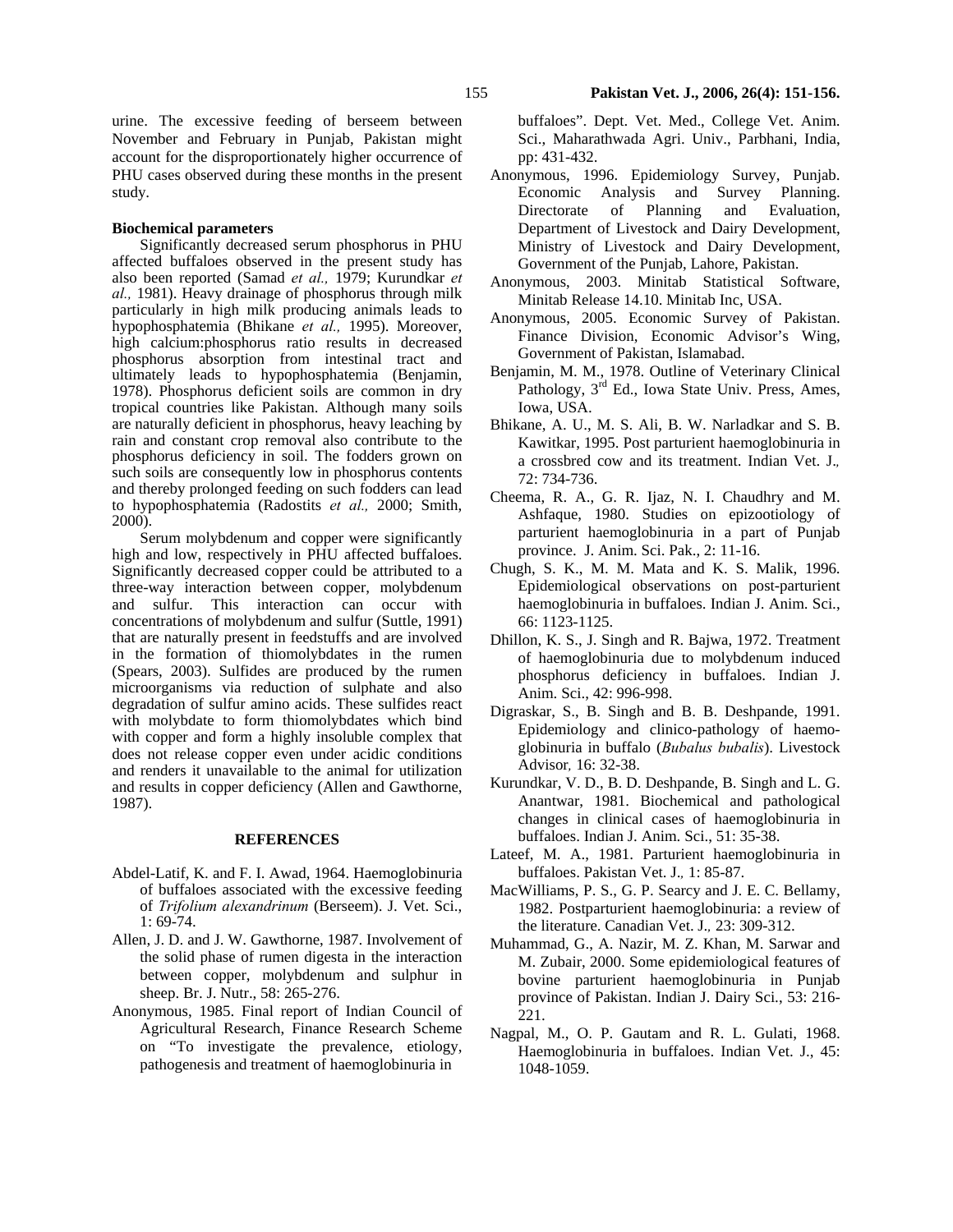urine. The excessive feeding of berseem between November and February in Punjab, Pakistan might account for the disproportionately higher occurrence of PHU cases observed during these months in the present study.

**Biochemical parameters**

Significantly decreased serum phosphorus in PHU affected buffaloes observed in the present study has also been reported (Samad *et al.,* 1979; Kurundkar *et al.,* 1981). Heavy drainage of phosphorus through milk particularly in high milk producing animals leads to hypophosphatemia (Bhikane *et al.,* 1995). Moreover, high calcium:phosphorus ratio results in decreased phosphorus absorption from intestinal tract and ultimately leads to hypophosphatemia (Benjamin, 1978). Phosphorus deficient soils are common in dry tropical countries like Pakistan. Although many soils are naturally deficient in phosphorus, heavy leaching by rain and constant crop removal also contribute to the phosphorus deficiency in soil. The fodders grown on such soils are consequently low in phosphorus contents and thereby prolonged feeding on such fodders can lead to hypophosphatemia (Radostits *et al.,* 2000; Smith, 2000).

Serum molybdenum and copper were significantly high and low, respectively in PHU affected buffaloes. Significantly decreased copper could be attributed to a three-way interaction between copper, molybdenum and sulfur. This interaction can occur with concentrations of molybdenum and sulfur (Suttle, 1991) that are naturally present in feedstuffs and are involved in the formation of thiomolybdates in the rumen (Spears, 2003). Sulfides are produced by the rumen microorganisms via reduction of sulphate and also degradation of sulfur amino acids. These sulfides react with molybdate to form thiomolybdates which bind with copper and form a highly insoluble complex that does not release copper even under acidic conditions and renders it unavailable to the animal for utilization and results in copper deficiency (Allen and Gawthorne, 1987).

## REFERENCES

Abdel-Latif, K. and F. I. Awad, 1964. Haemoglobinuria of buffaloes associated with the excessive feeding of *Trifolium alexandrinum* (Berseem). J. Vet. Sci., 1: 69-74.

Allen, J. D. and J. W. Gawthorne, 1987. Involvement of the solid phase of rumen digesta in the interaction between copper, molybdenum and sulphur in sheep. Br. J. Nutr., 58: 265-276.

Anonymous, 1985. Final report of Indian Council of Agricultural Research, Finance Research Scheme on "To investigate the prevalence, etiology, pathogenesis and treatment of haemoglobinuria in buffaloes". Dept. Vet. Med., College Vet. Anim. Sci., Maharathwada Agri. Univ., Parbhani, India, pp: 431-432.

Anonymous, 1996. Epidemiology Survey, Punjab. Economic Analysis and Survey Planning. Directorate of Planning and Evaluation, Department of Livestock and Dairy Development, Ministry of Livestock and Dairy Development, Government of the Punjab, Lahore, Pakistan.

Anonymous, 2003. Minitab Statistical Software, Minitab Release 14.10. Minitab Inc, USA.

Anonymous, 2005. Economic Survey of Pakistan. Finance Division, Economic Advisor's Wing, Government of Pakistan, Islamabad.

Benjamin, M. M., 1978. Outline of Veterinary Clinical Pathology, 3rd Ed., Iowa State Univ. Press, Ames, Iowa, USA.

Bhikane, A. U., M. S. Ali, B. W. Narladkar and S. B. Kawitkar, 1995. Post parturient haemoglobinuria in a crossbred cow and its treatment. Indian Vet. J., 72: 734-736.

Cheema, R. A., G. R. Ijaz, N. I. Chaudhry and M. Ashfaque, 1980. Studies on epizootiology of parturient haemoglobinuria in a part of Punjab province. J. Anim. Sci. Pak., 2: 11-16.

Chugh, S. K., M. M. Mata and K. S. Malik, 1996. Epidemiological observations on post-parturient haemoglobinuria in buffaloes. Indian J. Anim. Sci., 66: 1123-1125.

Dhillon, K. S., J. Singh and R. Bajwa, 1972. Treatment of haemoglobinuria due to molybdenum induced phosphorus deficiency in buffaloes. Indian J. Anim. Sci., 42: 996-998.

Digraskar, S., B. Singh and B. B. Deshpande, 1991. Epidemiology and clinico-pathology of haemoglobinuria in buffalo (*Bubalus bubalis*). Livestock Advisor, 16: 32-38.

Kurundkar, V. D., B. D. Deshpande, B. Singh and L. G. Anantwar, 1981. Biochemical and pathological changes in clinical cases of haemoglobinuria in buffaloes. Indian J. Anim. Sci., 51: 35-38.

Lateef, M. A., 1981. Parturient haemoglobinuria in buffaloes. Pakistan Vet. J., 1: 85-87.

MacWilliams, P. S., G. P. Searcy and J. E. C. Bellamy, 1982. Postparturient haemoglobinuria: a review of the literature. Canadian Vet. J., 23: 309-312.

Muhammad, G., A. Nazir, M. Z. Khan, M. Sarwar and M. Zubair, 2000. Some epidemiological features of bovine parturient haemoglobinuria in Punjab province of Pakistan. Indian J. Dairy Sci., 53: 216-221.

Nagpal, M., O. P. Gautam and R. L. Gulati, 1968. Haemoglobinuria in buffaloes. Indian Vet. J., 45: 1048-1059.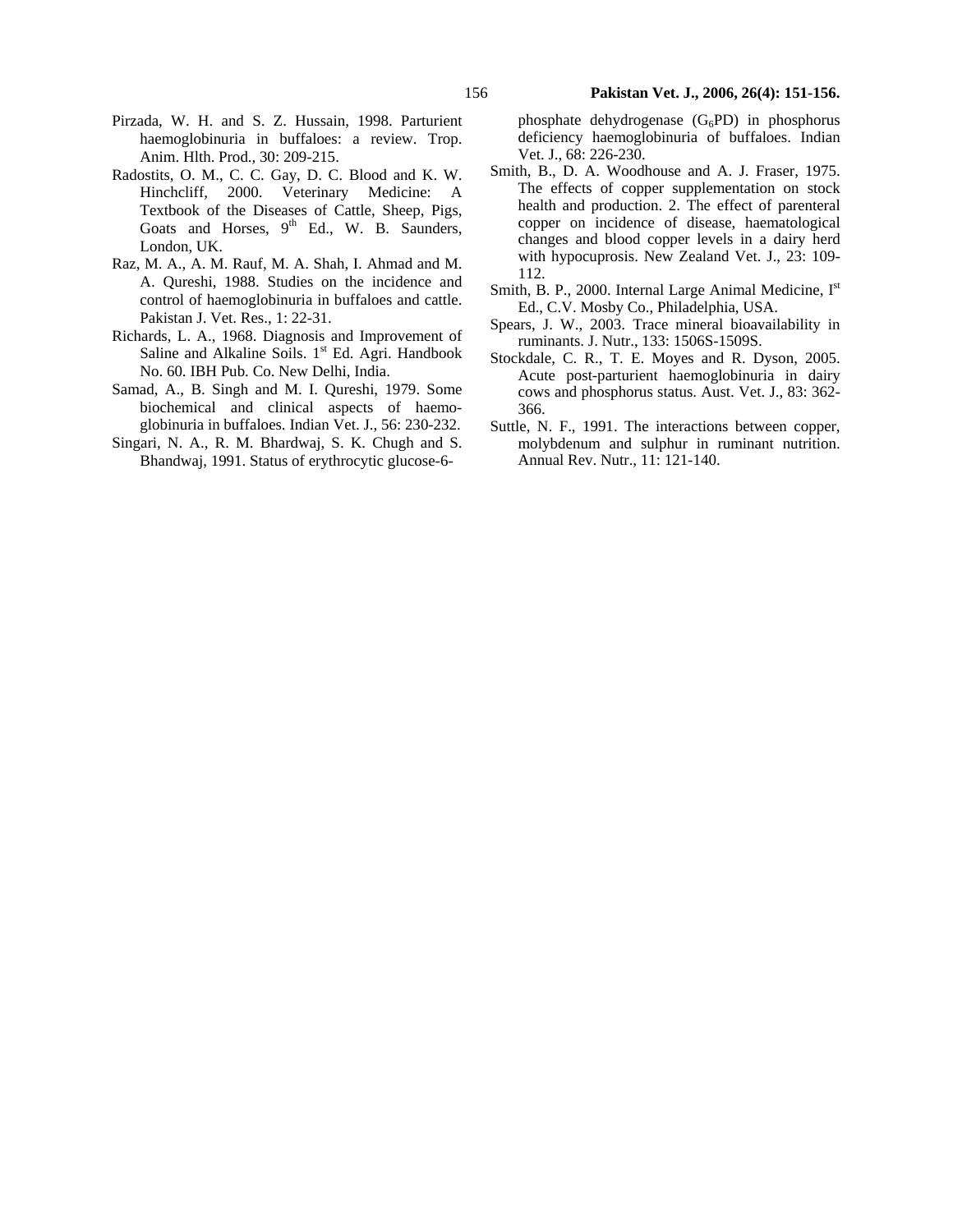Pirzada, W. H. and S. Z. Hussain, 1998. Parturient haemoglobinuria in buffaloes: a review. Trop. Anim. Hlth. Prod., 30: 209-215.

Radostits, O. M., C. C. Gay, D. C. Blood and K. W. Hinchcliff, 2000. Veterinary Medicine: A Textbook of the Diseases of Cattle, Sheep, Pigs, Goats and Horses, 9th Ed., W. B. Saunders, London, UK.

Raz, M. A., A. M. Rauf, M. A. Shah, I. Ahmad and M. A. Qureshi, 1988. Studies on the incidence and control of haemoglobinuria in buffaloes and cattle. Pakistan J. Vet. Res., 1: 22-31.

Richards, L. A., 1968. Diagnosis and Improvement of Saline and Alkaline Soils. 1st Ed. Agri. Handbook No. 60. IBH Pub. Co. New Delhi, India.

Samad, A., B. Singh and M. I. Qureshi, 1979. Some biochemical and clinical aspects of haemoglobinuria in buffaloes. Indian Vet. J., 56: 230-232.

Singari, N. A., R. M. Bhardwaj, S. K. Chugh and S. Bhandwaj, 1991. Status of erythrocytic glucose-6-phosphate dehydrogenase ($G_6PD$) in phosphorus deficiency haemoglobinuria of buffaloes. Indian Vet. J., 68: 226-230.

Smith, B., D. A. Woodhouse and A. J. Fraser, 1975. The effects of copper supplementation on stock health and production. 2. The effect of parenteral copper on incidence of disease, haematological changes and blood copper levels in a dairy herd with hypocuprosis. New Zealand Vet. J., 23: 109-112.

Smith, B. P., 2000. Internal Large Animal Medicine, Ist Ed., C.V. Mosby Co., Philadelphia, USA.

Spears, J. W., 2003. Trace mineral bioavailability in ruminants. J. Nutr., 133: 1506S-1509S.

Stockdale, C. R., T. E. Moyes and R. Dyson, 2005. Acute post-parturient haemoglobinuria in dairy cows and phosphorus status. Aust. Vet. J., 83: 362-366.

Suttle, N. F., 1991. The interactions between copper, molybdenum and sulphur in ruminant nutrition. Annual Rev. Nutr., 11: 121-140.